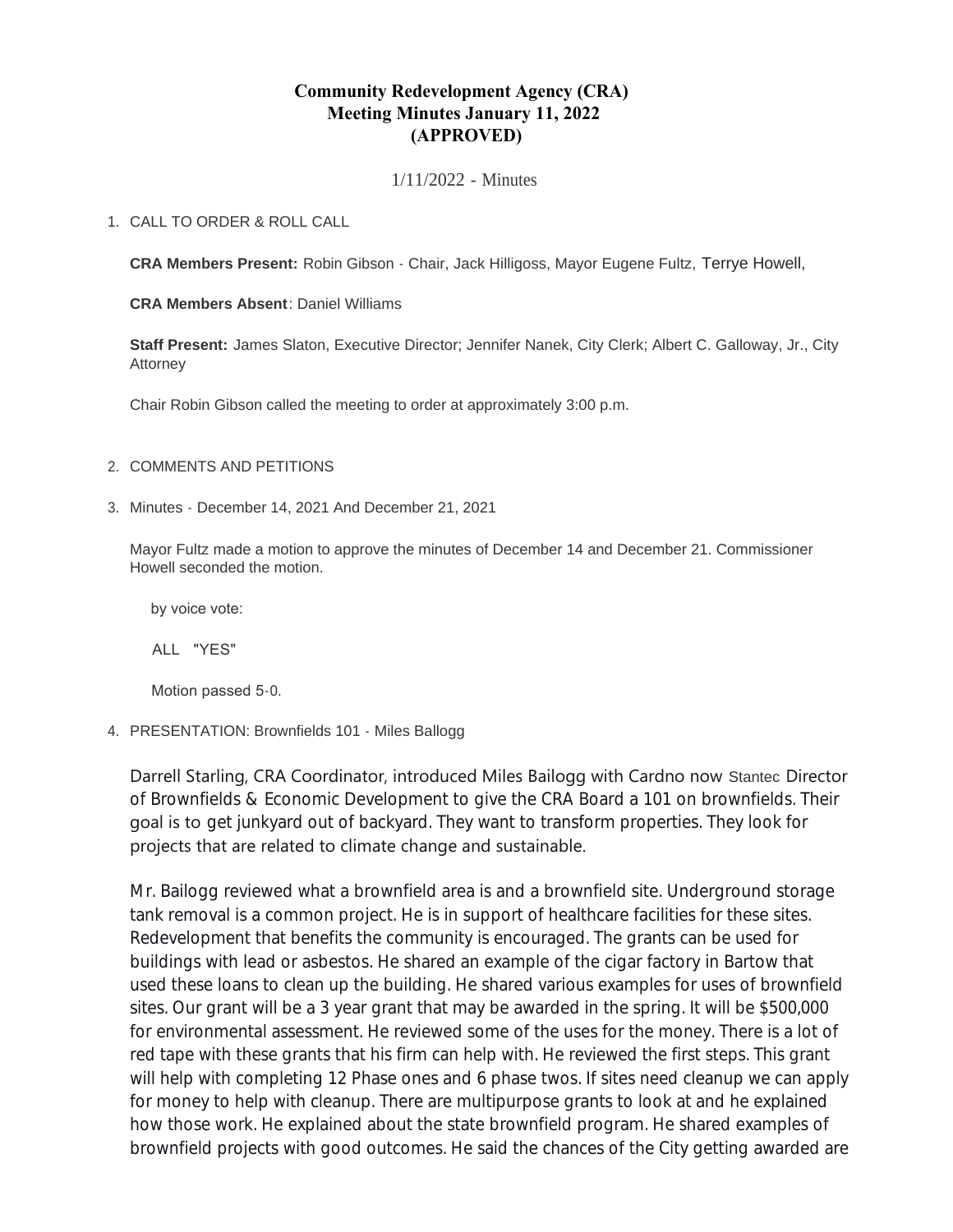# Community Redevelopment Agency (CRA)
# Meeting Minutes January 11, 2022
# (APPROVED)

1/11/2022 - Minutes

1. CALL TO ORDER & ROLL CALL

   **CRA Members Present:** Robin Gibson - Chair, Jack Hilligoss, Mayor Eugene Fultz, Terrye Howell,

   **CRA Members Absent**: Daniel Williams

   **Staff Present:** James Slaton, Executive Director; Jennifer Nanek, City Clerk; Albert C. Galloway, Jr., City Attorney

   Chair Robin Gibson called the meeting to order at approximately 3:00 p.m.

2. COMMENTS AND PETITIONS

3. Minutes - December 14, 2021 And December 21, 2021

   Mayor Fultz made a motion to approve the minutes of December 14 and December 21. Commissioner Howell seconded the motion.

   by voice vote:

   ALL "YES"

   Motion passed 5-0.

4. PRESENTATION: Brownfields 101 - Miles Ballogg

   Darrell Starling, CRA Coordinator, introduced Miles Bailogg with Cardno now Stantec Director of Brownfields & Economic Development to give the CRA Board a 101 on brownfields. Their goal is to get junkyard out of backyard. They want to transform properties. They look for projects that are related to climate change and sustainable.

   Mr. Bailogg reviewed what a brownfield area is and a brownfield site. Underground storage tank removal is a common project. He is in support of healthcare facilities for these sites. Redevelopment that benefits the community is encouraged. The grants can be used for buildings with lead or asbestos. He shared an example of the cigar factory in Bartow that used these loans to clean up the building. He shared various examples for uses of brownfield sites. Our grant will be a 3 year grant that may be awarded in the spring. It will be $500,000 for environmental assessment. He reviewed some of the uses for the money. There is a lot of red tape with these grants that his firm can help with. He reviewed the first steps. This grant will help with completing 12 Phase ones and 6 phase twos. If sites need cleanup we can apply for money to help with cleanup. There are multipurpose grants to look at and he explained how those work. He explained about the state brownfield program. He shared examples of brownfield projects with good outcomes. He said the chances of the City getting awarded are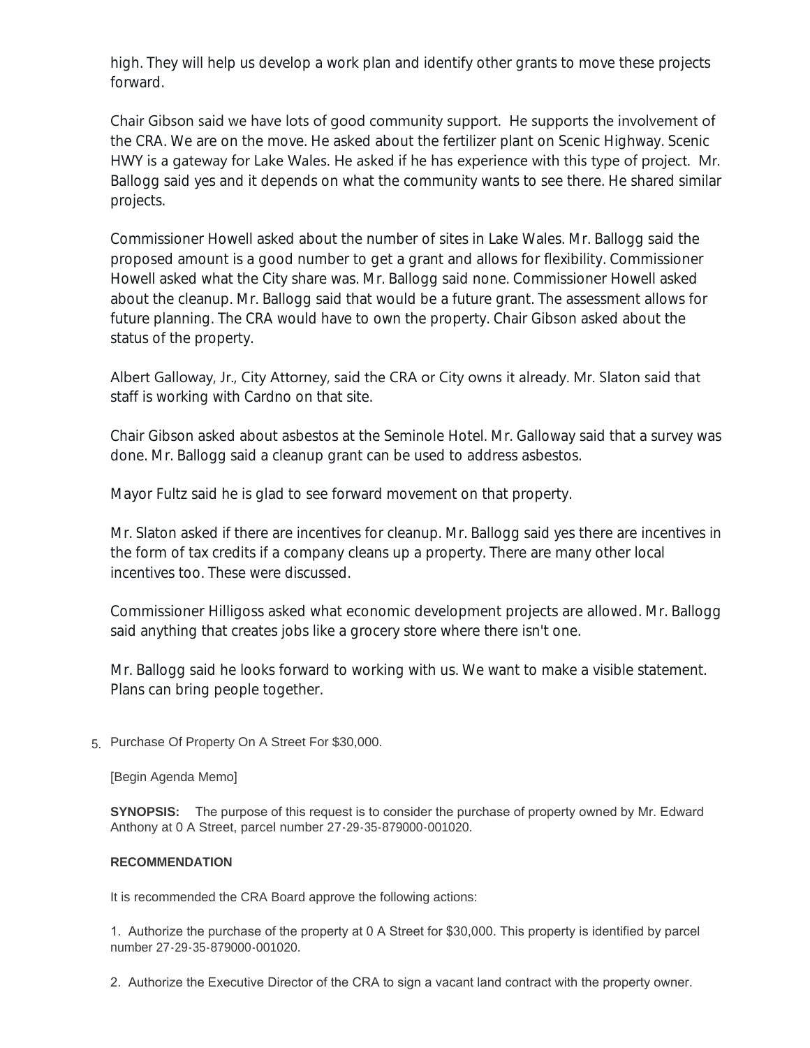high. They will help us develop a work plan and identify other grants to move these projects forward.

Chair Gibson said we have lots of good community support. He supports the involvement of the CRA. We are on the move. He asked about the fertilizer plant on Scenic Highway. Scenic HWY is a gateway for Lake Wales. He asked if he has experience with this type of project. Mr. Ballogg said yes and it depends on what the community wants to see there. He shared similar projects.

Commissioner Howell asked about the number of sites in Lake Wales. Mr. Ballogg said the proposed amount is a good number to get a grant and allows for flexibility. Commissioner Howell asked what the City share was. Mr. Ballogg said none. Commissioner Howell asked about the cleanup. Mr. Ballogg said that would be a future grant. The assessment allows for future planning. The CRA would have to own the property. Chair Gibson asked about the status of the property.

Albert Galloway, Jr., City Attorney, said the CRA or City owns it already. Mr. Slaton said that staff is working with Cardno on that site.

Chair Gibson asked about asbestos at the Seminole Hotel. Mr. Galloway said that a survey was done. Mr. Ballogg said a cleanup grant can be used to address asbestos.

Mayor Fultz said he is glad to see forward movement on that property.

Mr. Slaton asked if there are incentives for cleanup. Mr. Ballogg said yes there are incentives in the form of tax credits if a company cleans up a property. There are many other local incentives too. These were discussed.

Commissioner Hilligoss asked what economic development projects are allowed. Mr. Ballogg said anything that creates jobs like a grocery store where there isn't one.

Mr. Ballogg said he looks forward to working with us. We want to make a visible statement. Plans can bring people together.

5. Purchase Of Property On A Street For $30,000.

[Begin Agenda Memo]

**SYNOPSIS:** The purpose of this request is to consider the purchase of property owned by Mr. Edward Anthony at 0 A Street, parcel number 27-29-35-879000-001020.

**RECOMMENDATION**

It is recommended the CRA Board approve the following actions:

1. Authorize the purchase of the property at 0 A Street for $30,000. This property is identified by parcel number 27-29-35-879000-001020.

2. Authorize the Executive Director of the CRA to sign a vacant land contract with the property owner.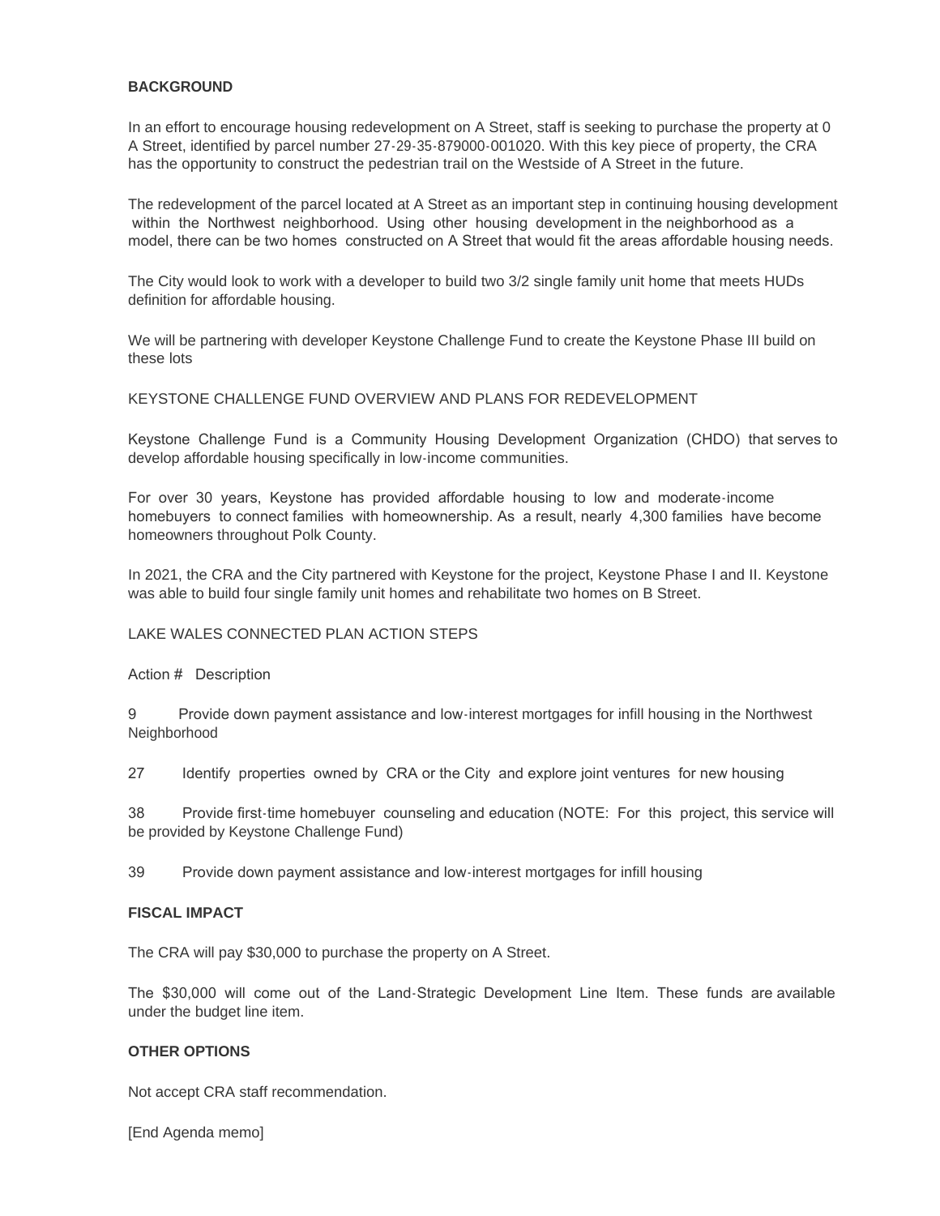**BACKGROUND**

In an effort to encourage housing redevelopment on A Street, staff is seeking to purchase the property at 0 A Street, identified by parcel number 27-29-35-879000-001020. With this key piece of property, the CRA has the opportunity to construct the pedestrian trail on the Westside of A Street in the future.

The redevelopment of the parcel located at A Street as an important step in continuing housing development within the Northwest neighborhood. Using other housing development in the neighborhood as a model, there can be two homes constructed on A Street that would fit the areas affordable housing needs.

The City would look to work with a developer to build two 3/2 single family unit home that meets HUDs definition for affordable housing.

We will be partnering with developer Keystone Challenge Fund to create the Keystone Phase III build on these lots

KEYSTONE CHALLENGE FUND OVERVIEW AND PLANS FOR REDEVELOPMENT

Keystone Challenge Fund is a Community Housing Development Organization (CHDO) that serves to develop affordable housing specifically in low-income communities.

For over 30 years, Keystone has provided affordable housing to low and moderate-income homebuyers to connect families with homeownership. As a result, nearly 4,300 families have become homeowners throughout Polk County.

In 2021, the CRA and the City partnered with Keystone for the project, Keystone Phase I and II. Keystone was able to build four single family unit homes and rehabilitate two homes on B Street.

LAKE WALES CONNECTED PLAN ACTION STEPS

Action # Description

9 Provide down payment assistance and low-interest mortgages for infill housing in the Northwest Neighborhood

27 Identify properties owned by CRA or the City and explore joint ventures for new housing

38 Provide first-time homebuyer counseling and education (NOTE: For this project, this service will be provided by Keystone Challenge Fund)

39 Provide down payment assistance and low-interest mortgages for infill housing

**FISCAL IMPACT**

The CRA will pay $30,000 to purchase the property on A Street.

The $30,000 will come out of the Land-Strategic Development Line Item. These funds are available under the budget line item.

**OTHER OPTIONS**

Not accept CRA staff recommendation.

[End Agenda memo]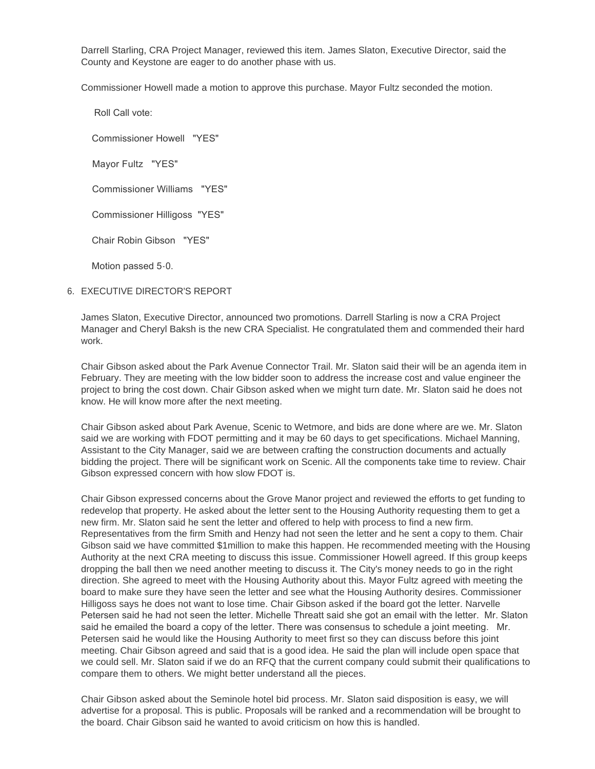Darrell Starling, CRA Project Manager, reviewed this item. James Slaton, Executive Director, said the County and Keystone are eager to do another phase with us.

Commissioner Howell made a motion to approve this purchase. Mayor Fultz seconded the motion.

Roll Call vote:

Commissioner Howell "YES"

Mayor Fultz "YES"

Commissioner Williams "YES"

Commissioner Hilligoss "YES"

Chair Robin Gibson "YES"

Motion passed 5-0.

6. EXECUTIVE DIRECTOR'S REPORT

James Slaton, Executive Director, announced two promotions. Darrell Starling is now a CRA Project Manager and Cheryl Baksh is the new CRA Specialist. He congratulated them and commended their hard work.

Chair Gibson asked about the Park Avenue Connector Trail. Mr. Slaton said their will be an agenda item in February. They are meeting with the low bidder soon to address the increase cost and value engineer the project to bring the cost down. Chair Gibson asked when we might turn date. Mr. Slaton said he does not know. He will know more after the next meeting.

Chair Gibson asked about Park Avenue, Scenic to Wetmore, and bids are done where are we. Mr. Slaton said we are working with FDOT permitting and it may be 60 days to get specifications. Michael Manning, Assistant to the City Manager, said we are between crafting the construction documents and actually bidding the project. There will be significant work on Scenic. All the components take time to review. Chair Gibson expressed concern with how slow FDOT is.

Chair Gibson expressed concerns about the Grove Manor project and reviewed the efforts to get funding to redevelop that property. He asked about the letter sent to the Housing Authority requesting them to get a new firm. Mr. Slaton said he sent the letter and offered to help with process to find a new firm. Representatives from the firm Smith and Henzy had not seen the letter and he sent a copy to them. Chair Gibson said we have committed $1million to make this happen. He recommended meeting with the Housing Authority at the next CRA meeting to discuss this issue. Commissioner Howell agreed. If this group keeps dropping the ball then we need another meeting to discuss it. The City's money needs to go in the right direction. She agreed to meet with the Housing Authority about this. Mayor Fultz agreed with meeting the board to make sure they have seen the letter and see what the Housing Authority desires. Commissioner Hilligoss says he does not want to lose time. Chair Gibson asked if the board got the letter. Narvelle Petersen said he had not seen the letter. Michelle Threatt said she got an email with the letter. Mr. Slaton said he emailed the board a copy of the letter. There was consensus to schedule a joint meeting. Mr. Petersen said he would like the Housing Authority to meet first so they can discuss before this joint meeting. Chair Gibson agreed and said that is a good idea. He said the plan will include open space that we could sell. Mr. Slaton said if we do an RFQ that the current company could submit their qualifications to compare them to others. We might better understand all the pieces.

Chair Gibson asked about the Seminole hotel bid process. Mr. Slaton said disposition is easy, we will advertise for a proposal. This is public. Proposals will be ranked and a recommendation will be brought to the board. Chair Gibson said he wanted to avoid criticism on how this is handled.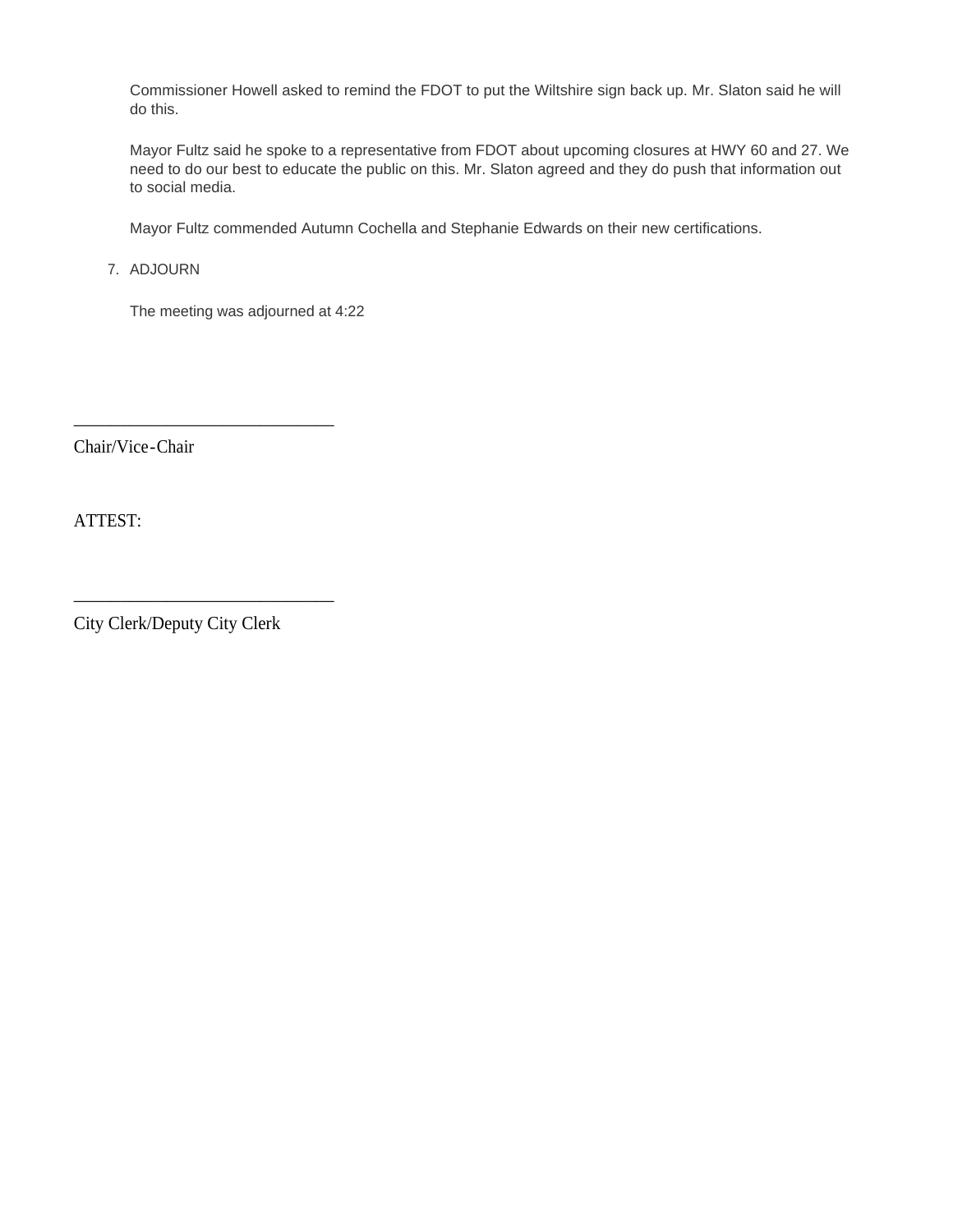Commissioner Howell asked to remind the FDOT to put the Wiltshire sign back up. Mr. Slaton said he will do this.

Mayor Fultz said he spoke to a representative from FDOT about upcoming closures at HWY 60 and 27. We need to do our best to educate the public on this. Mr. Slaton agreed and they do push that information out to social media.

Mayor Fultz commended Autumn Cochella and Stephanie Edwards on their new certifications.

7. ADJOURN

The meeting was adjourned at 4:22

_____________________________

Chair/Vice-Chair

ATTEST:

_____________________________

City Clerk/Deputy City Clerk